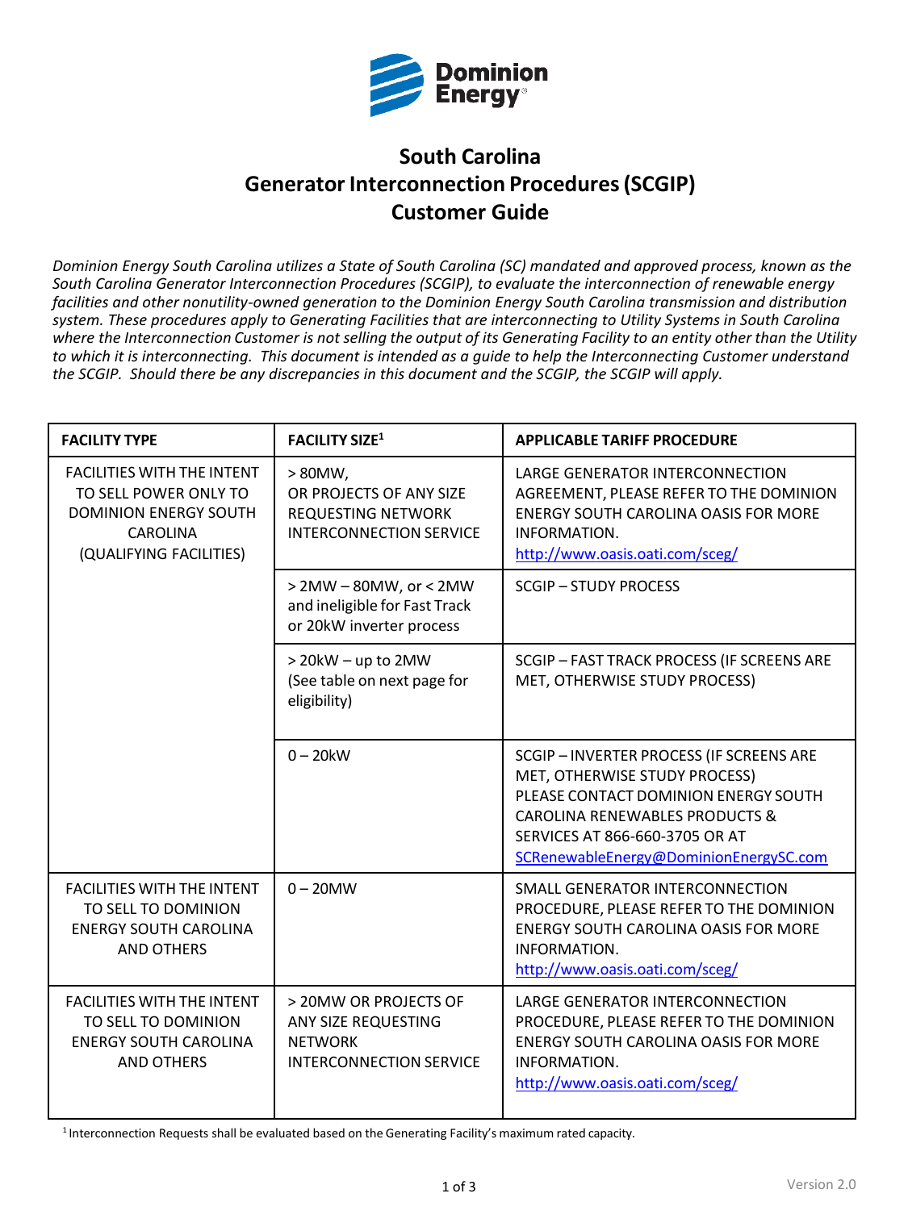# South Carolina
# Generator Interconnection Procedures (SCGIP)
# Customer Guide

*Dominion Energy South Carolina utilizes a State of South Carolina (SC) mandated and approved process, known as the South Carolina Generator Interconnection Procedures (SCGIP), to evaluate the interconnection of renewable energy facilities and other nonutility-owned generation to the Dominion Energy South Carolina transmission and distribution system. These procedures apply to Generating Facilities that are interconnecting to Utility Systems in South Carolina where the Interconnection Customer is not selling the output of its Generating Facility to an entity other than the Utility to which it is interconnecting. This document is intended as a guide to help the Interconnecting Customer understand the SCGIP. Should there be any discrepancies in this document and the SCGIP, the SCGIP will apply.*

| FACILITY TYPE | FACILITY SIZE[1] | APPLICABLE TARIFF PROCEDURE |
|---|---|---|
| FACILITIES WITH THE INTENT TO SELL POWER ONLY TO DOMINION ENERGY SOUTH CAROLINA (QUALIFYING FACILITIES) | > 80MW, OR PROJECTS OF ANY SIZE REQUESTING NETWORK INTERCONNECTION SERVICE | LARGE GENERATOR INTERCONNECTION AGREEMENT, PLEASE REFER TO THE DOMINION ENERGY SOUTH CAROLINA OASIS FOR MORE INFORMATION. http://www.oasis.oati.com/sceg/ |
| | > 2MW – 80MW, or < 2MW and ineligible for Fast Track or 20kW inverter process | SCGIP – STUDY PROCESS |
| | > 20kW – up to 2MW (See table on next page for eligibility) | SCGIP – FAST TRACK PROCESS (IF SCREENS ARE MET, OTHERWISE STUDY PROCESS) |
| | 0 – 20kW | SCGIP – INVERTER PROCESS (IF SCREENS ARE MET, OTHERWISE STUDY PROCESS) PLEASE CONTACT DOMINION ENERGY SOUTH CAROLINA RENEWABLES PRODUCTS & SERVICES AT 866-660-3705 OR AT SCRenewableEnergy@DominionEnergySC.com |
| FACILITIES WITH THE INTENT TO SELL TO DOMINION ENERGY SOUTH CAROLINA AND OTHERS | 0 – 20MW | SMALL GENERATOR INTERCONNECTION PROCEDURE, PLEASE REFER TO THE DOMINION ENERGY SOUTH CAROLINA OASIS FOR MORE INFORMATION. http://www.oasis.oati.com/sceg/ |
| FACILITIES WITH THE INTENT TO SELL TO DOMINION ENERGY SOUTH CAROLINA AND OTHERS | > 20MW OR PROJECTS OF ANY SIZE REQUESTING NETWORK INTERCONNECTION SERVICE | LARGE GENERATOR INTERCONNECTION PROCEDURE, PLEASE REFER TO THE DOMINION ENERGY SOUTH CAROLINA OASIS FOR MORE INFORMATION. http://www.oasis.oati.com/sceg/ |

[1] Interconnection Requests shall be evaluated based on the Generating Facility's maximum rated capacity.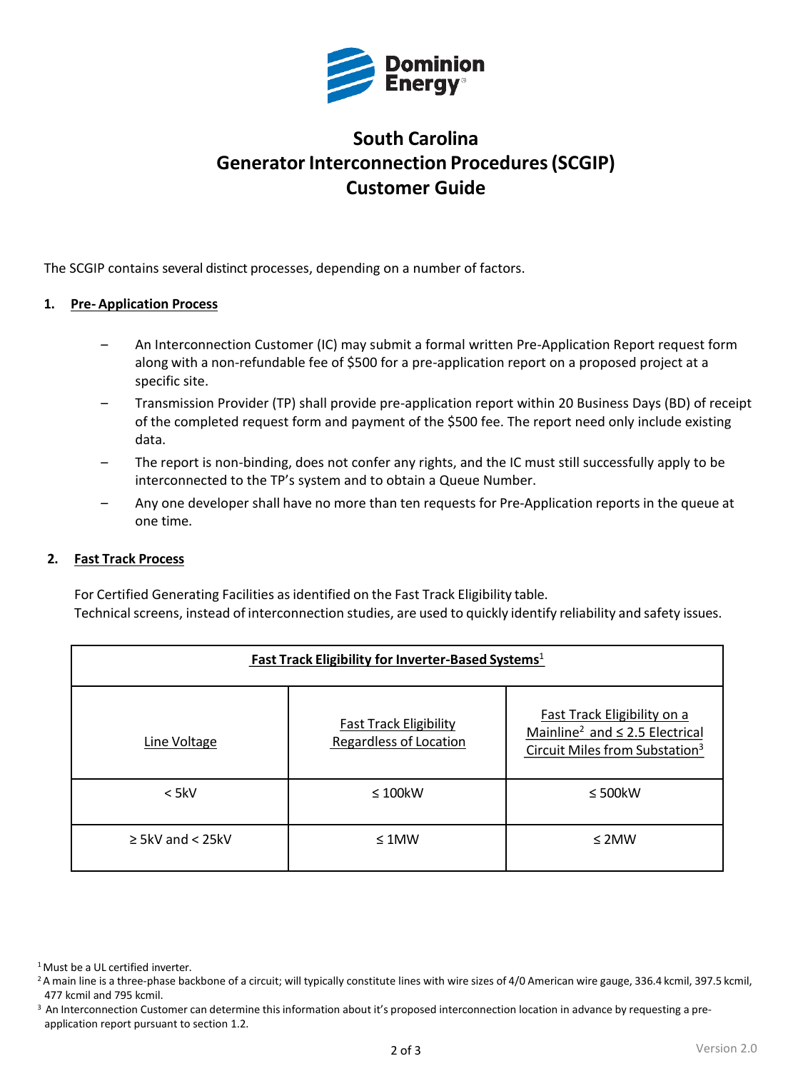# South Carolina
# Generator Interconnection Procedures (SCGIP)
# Customer Guide

The SCGIP contains several distinct processes, depending on a number of factors.

## 1. Pre- Application Process

- An Interconnection Customer (IC) may submit a formal written Pre-Application Report request form along with a non-refundable fee of $500 for a pre-application report on a proposed project at a specific site.
- Transmission Provider (TP) shall provide pre-application report within 20 Business Days (BD) of receipt of the completed request form and payment of the $500 fee. The report need only include existing data.
- The report is non-binding, does not confer any rights, and the IC must still successfully apply to be interconnected to the TP's system and to obtain a Queue Number.
- Any one developer shall have no more than ten requests for Pre-Application reports in the queue at one time.

## 2. Fast Track Process

For Certified Generating Facilities as identified on the Fast Track Eligibility table.
Technical screens, instead of interconnection studies, are used to quickly identify reliability and safety issues.

| Fast Track Eligibility for Inverter-Based Systems[1] | | |
|---|---|---|
| Line Voltage | Fast Track Eligibility Regardless of Location | Fast Track Eligibility on a Mainline[2] and ≤ 2.5 Electrical Circuit Miles from Substation[3] |
| < 5kV | ≤ 100kW | ≤ 500kW |
| ≥ 5kV and < 25kV | ≤ 1MW | ≤ 2MW |

[1] Must be a UL certified inverter.

[2] A main line is a three-phase backbone of a circuit; will typically constitute lines with wire sizes of 4/0 American wire gauge, 336.4 kcmil, 397.5 kcmil, 477 kcmil and 795 kcmil.

[3] An Interconnection Customer can determine this information about it's proposed interconnection location in advance by requesting a pre-application report pursuant to section 1.2.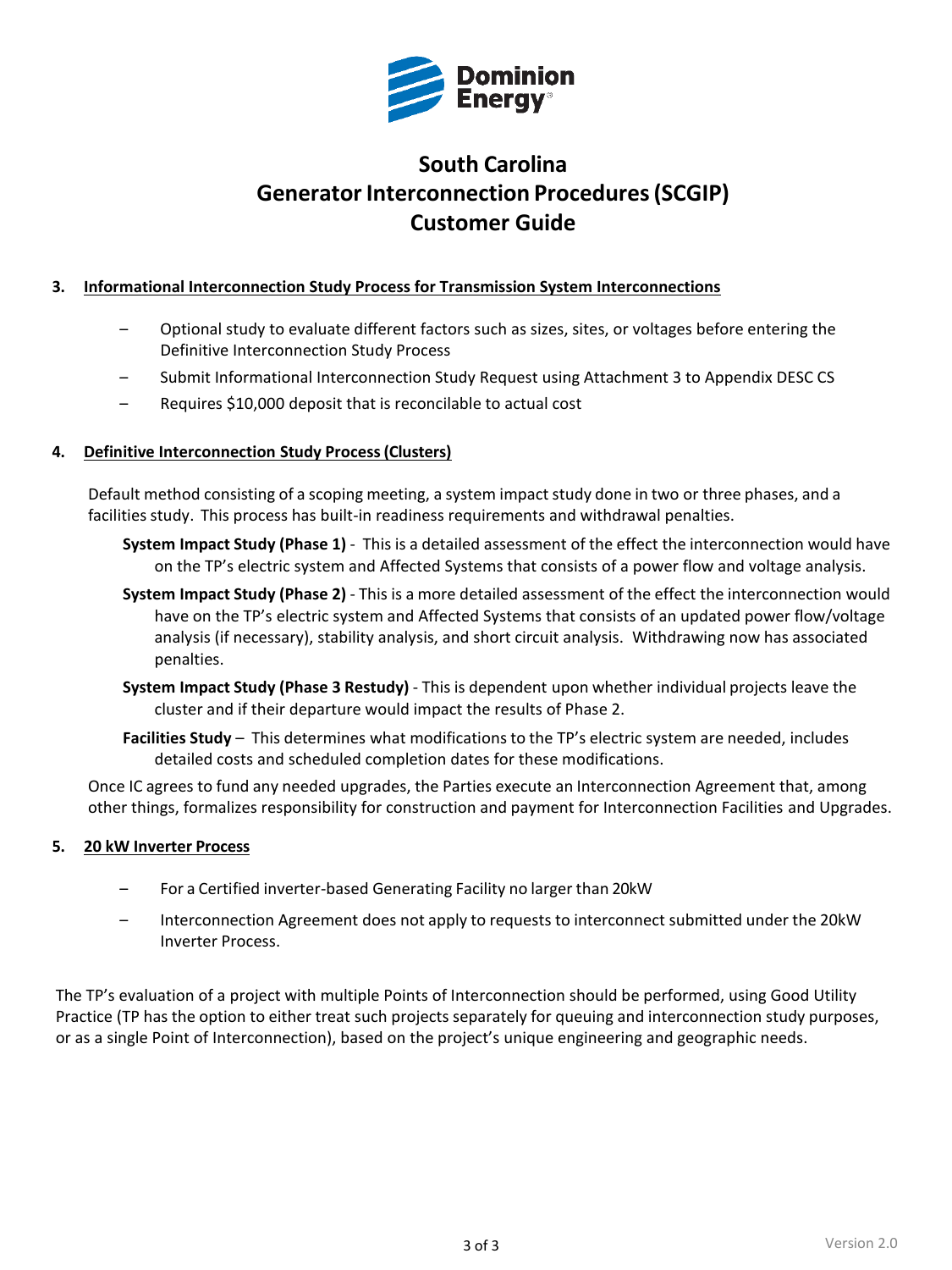# South Carolina
# Generator Interconnection Procedures (SCGIP)
# Customer Guide

### 3. Informational Interconnection Study Process for Transmission System Interconnections

- Optional study to evaluate different factors such as sizes, sites, or voltages before entering the Definitive Interconnection Study Process
- Submit Informational Interconnection Study Request using Attachment 3 to Appendix DESC CS
- Requires $10,000 deposit that is reconcilable to actual cost

### 4. Definitive Interconnection Study Process (Clusters)

Default method consisting of a scoping meeting, a system impact study done in two or three phases, and a facilities study. This process has built-in readiness requirements and withdrawal penalties.

**System Impact Study (Phase 1)** - This is a detailed assessment of the effect the interconnection would have on the TP's electric system and Affected Systems that consists of a power flow and voltage analysis.

**System Impact Study (Phase 2)** - This is a more detailed assessment of the effect the interconnection would have on the TP's electric system and Affected Systems that consists of an updated power flow/voltage analysis (if necessary), stability analysis, and short circuit analysis. Withdrawing now has associated penalties.

**System Impact Study (Phase 3 Restudy)** - This is dependent upon whether individual projects leave the cluster and if their departure would impact the results of Phase 2.

**Facilities Study** – This determines what modifications to the TP's electric system are needed, includes detailed costs and scheduled completion dates for these modifications.

Once IC agrees to fund any needed upgrades, the Parties execute an Interconnection Agreement that, among other things, formalizes responsibility for construction and payment for Interconnection Facilities and Upgrades.

### 5. 20 kW Inverter Process

- For a Certified inverter-based Generating Facility no larger than 20kW
- Interconnection Agreement does not apply to requests to interconnect submitted under the 20kW Inverter Process.

The TP's evaluation of a project with multiple Points of Interconnection should be performed, using Good Utility Practice (TP has the option to either treat such projects separately for queuing and interconnection study purposes, or as a single Point of Interconnection), based on the project's unique engineering and geographic needs.